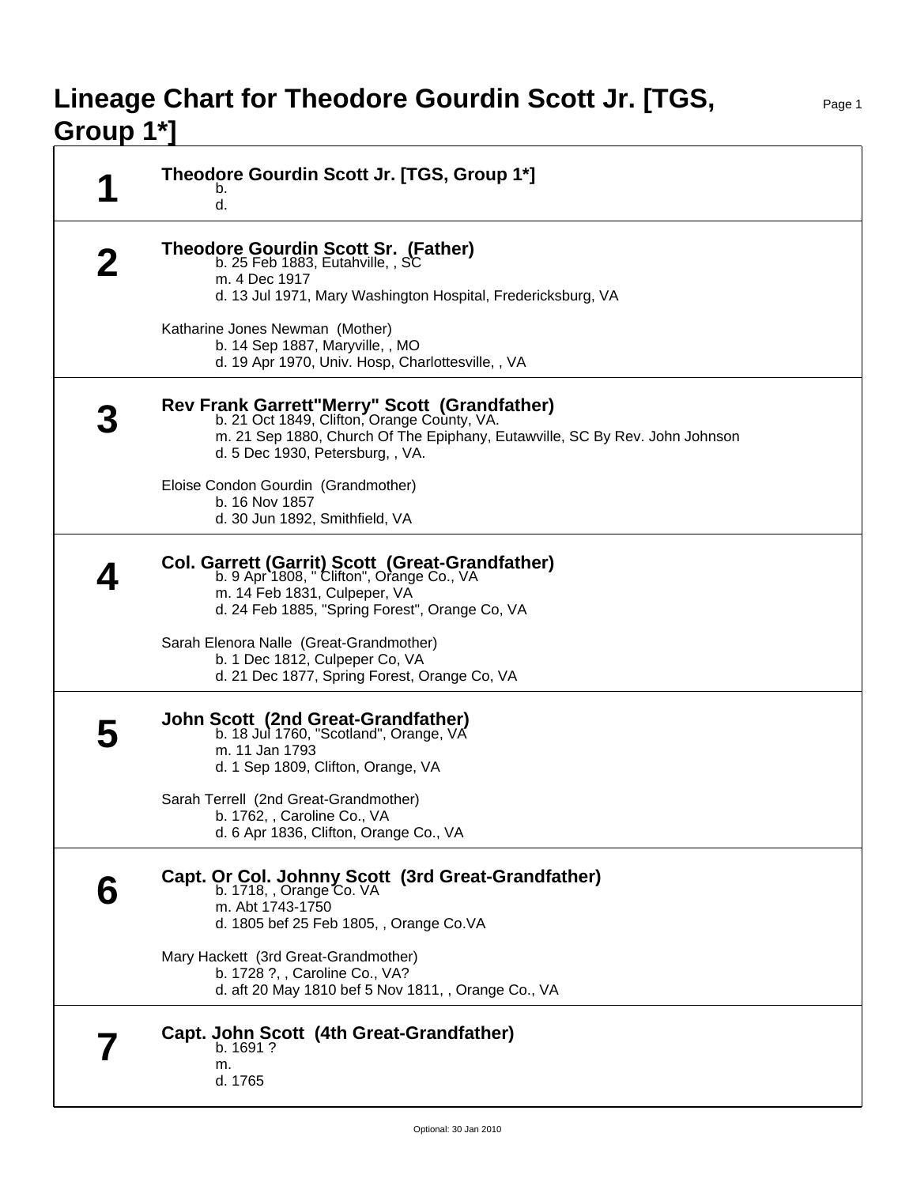# Lineage Chart for Theodore Gourdin Scott Jr. [TGS, Group 1*]

## 1

**Theodore Gourdin Scott Jr. [TGS, Group 1*]**

b.
d.

## 2

**Theodore Gourdin Scott Sr. (Father)**

b. 25 Feb 1883, Eutahville, , SC
m. 4 Dec 1917
d. 13 Jul 1971, Mary Washington Hospital, Fredericksburg, VA

Katharine Jones Newman (Mother)

b. 14 Sep 1887, Maryville, , MO
d. 19 Apr 1970, Univ. Hosp, Charlottesville, , VA

## 3

**Rev Frank Garrett"Merry" Scott (Grandfather)**

b. 21 Oct 1849, Clifton, Orange County, VA.
m. 21 Sep 1880, Church Of The Epiphany, Eutawville, SC By Rev. John Johnson
d. 5 Dec 1930, Petersburg, , VA.

Eloise Condon Gourdin (Grandmother)

b. 16 Nov 1857
d. 30 Jun 1892, Smithfield, VA

## 4

**Col. Garrett (Garrit) Scott (Great-Grandfather)**

b. 9 Apr 1808, " Clifton", Orange Co., VA
m. 14 Feb 1831, Culpeper, VA
d. 24 Feb 1885, "Spring Forest", Orange Co, VA

Sarah Elenora Nalle (Great-Grandmother)

b. 1 Dec 1812, Culpeper Co, VA
d. 21 Dec 1877, Spring Forest, Orange Co, VA

## 5

**John Scott (2nd Great-Grandfather)**

b. 18 Jul 1760, "Scotland", Orange, VA
m. 11 Jan 1793
d. 1 Sep 1809, Clifton, Orange, VA

Sarah Terrell (2nd Great-Grandmother)

b. 1762, , Caroline Co., VA
d. 6 Apr 1836, Clifton, Orange Co., VA

## 6

**Capt. Or Col. Johnny Scott (3rd Great-Grandfather)**

b. 1718, , Orange Co. VA
m. Abt 1743-1750
d. 1805 bef 25 Feb 1805, , Orange Co.VA

Mary Hackett (3rd Great-Grandmother)

b. 1728 ?, , Caroline Co., VA?
d. aft 20 May 1810 bef 5 Nov 1811, , Orange Co., VA

## 7

**Capt. John Scott (4th Great-Grandfather)**

b. 1691 ?
m.
d. 1765

Optional: 30 Jan 2010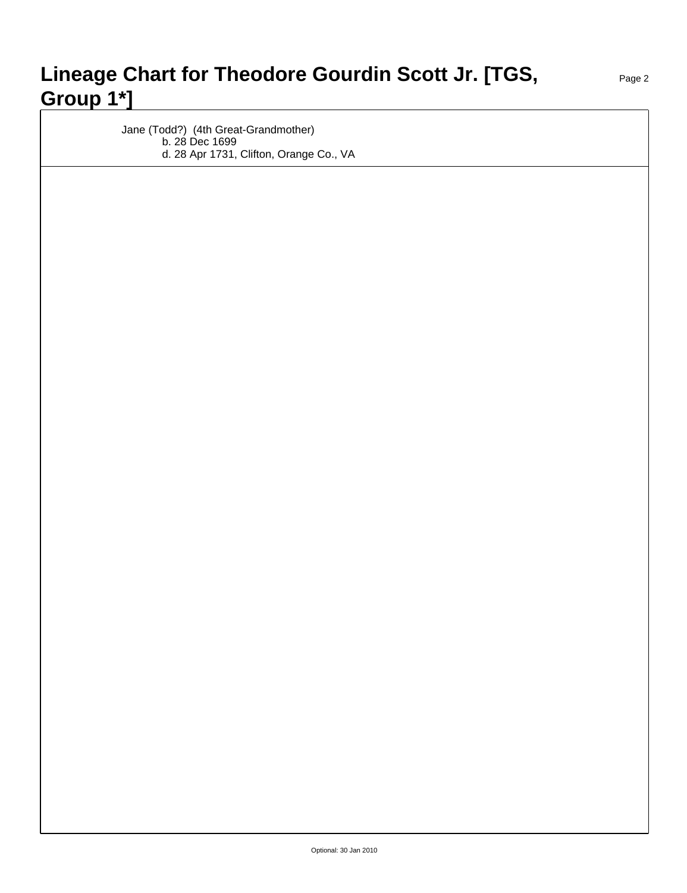# Lineage Chart for Theodore Gourdin Scott Jr. [TGS, Group 1*]

Jane (Todd?) (4th Great-Grandmother)
b. 28 Dec 1699
d. 28 Apr 1731, Clifton, Orange Co., VA

Optional: 30 Jan 2010